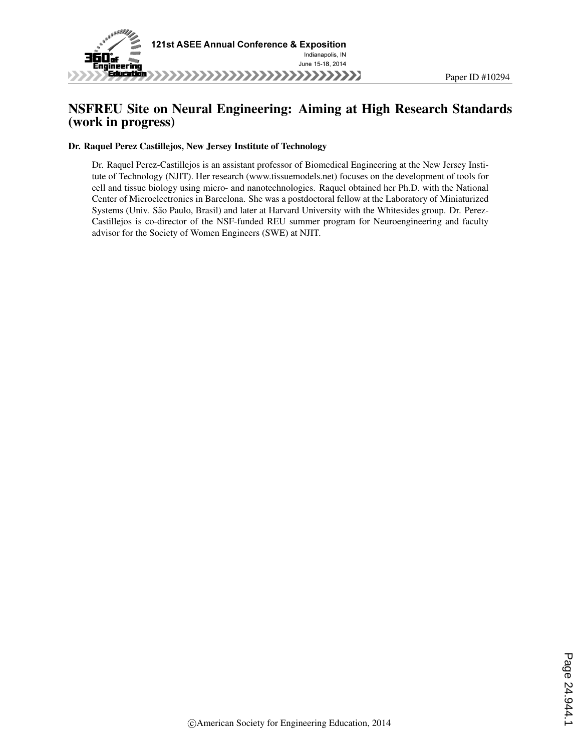# NSFREU Site on Neural Engineering: Aiming at High Research Standards (work in progress)

**Dr. Raquel Perez Castillejos, New Jersey Institute of Technology**

Dr. Raquel Perez-Castillejos is an assistant professor of Biomedical Engineering at the New Jersey Institute of Technology (NJIT). Her research (www.tissuemodels.net) focuses on the development of tools for cell and tissue biology using micro- and nanotechnologies. Raquel obtained her Ph.D. with the National Center of Microelectronics in Barcelona. She was a postdoctoral fellow at the Laboratory of Miniaturized Systems (Univ. São Paulo, Brasil) and later at Harvard University with the Whitesides group. Dr. Perez-Castillejos is co-director of the NSF-funded REU summer program for Neuroengineering and faculty advisor for the Society of Women Engineers (SWE) at NJIT.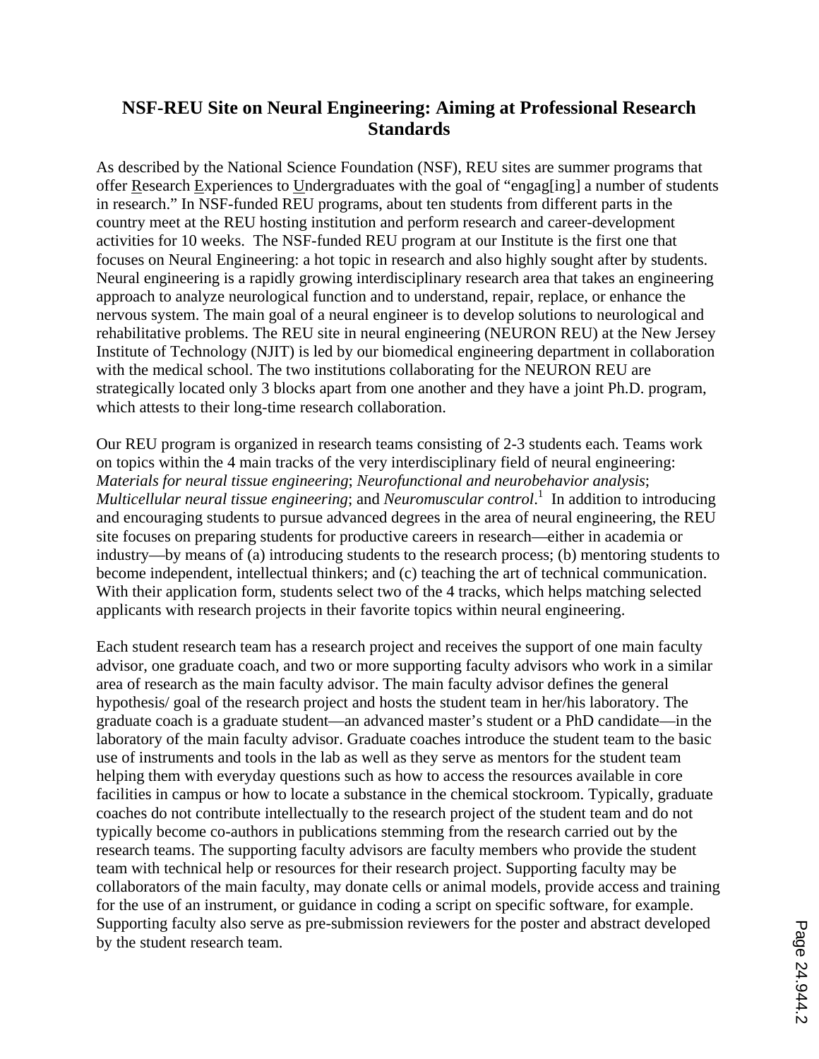# NSF-REU Site on Neural Engineering: Aiming at Professional Research Standards

As described by the National Science Foundation (NSF), REU sites are summer programs that offer Research Experiences to Undergraduates with the goal of "engag[ing] a number of students in research." In NSF-funded REU programs, about ten students from different parts in the country meet at the REU hosting institution and perform research and career-development activities for 10 weeks. The NSF-funded REU program at our Institute is the first one that focuses on Neural Engineering: a hot topic in research and also highly sought after by students. Neural engineering is a rapidly growing interdisciplinary research area that takes an engineering approach to analyze neurological function and to understand, repair, replace, or enhance the nervous system. The main goal of a neural engineer is to develop solutions to neurological and rehabilitative problems. The REU site in neural engineering (NEURON REU) at the New Jersey Institute of Technology (NJIT) is led by our biomedical engineering department in collaboration with the medical school. The two institutions collaborating for the NEURON REU are strategically located only 3 blocks apart from one another and they have a joint Ph.D. program, which attests to their long-time research collaboration.

Our REU program is organized in research teams consisting of 2-3 students each. Teams work on topics within the 4 main tracks of the very interdisciplinary field of neural engineering: *Materials for neural tissue engineering*; *Neurofunctional and neurobehavior analysis*; *Multicellular neural tissue engineering*; and *Neuromuscular control*.[1] In addition to introducing and encouraging students to pursue advanced degrees in the area of neural engineering, the REU site focuses on preparing students for productive careers in research—either in academia or industry—by means of (a) introducing students to the research process; (b) mentoring students to become independent, intellectual thinkers; and (c) teaching the art of technical communication. With their application form, students select two of the 4 tracks, which helps matching selected applicants with research projects in their favorite topics within neural engineering.

Each student research team has a research project and receives the support of one main faculty advisor, one graduate coach, and two or more supporting faculty advisors who work in a similar area of research as the main faculty advisor. The main faculty advisor defines the general hypothesis/ goal of the research project and hosts the student team in her/his laboratory. The graduate coach is a graduate student—an advanced master's student or a PhD candidate—in the laboratory of the main faculty advisor. Graduate coaches introduce the student team to the basic use of instruments and tools in the lab as well as they serve as mentors for the student team helping them with everyday questions such as how to access the resources available in core facilities in campus or how to locate a substance in the chemical stockroom. Typically, graduate coaches do not contribute intellectually to the research project of the student team and do not typically become co-authors in publications stemming from the research carried out by the research teams. The supporting faculty advisors are faculty members who provide the student team with technical help or resources for their research project. Supporting faculty may be collaborators of the main faculty, may donate cells or animal models, provide access and training for the use of an instrument, or guidance in coding a script on specific software, for example. Supporting faculty also serve as pre-submission reviewers for the poster and abstract developed by the student research team.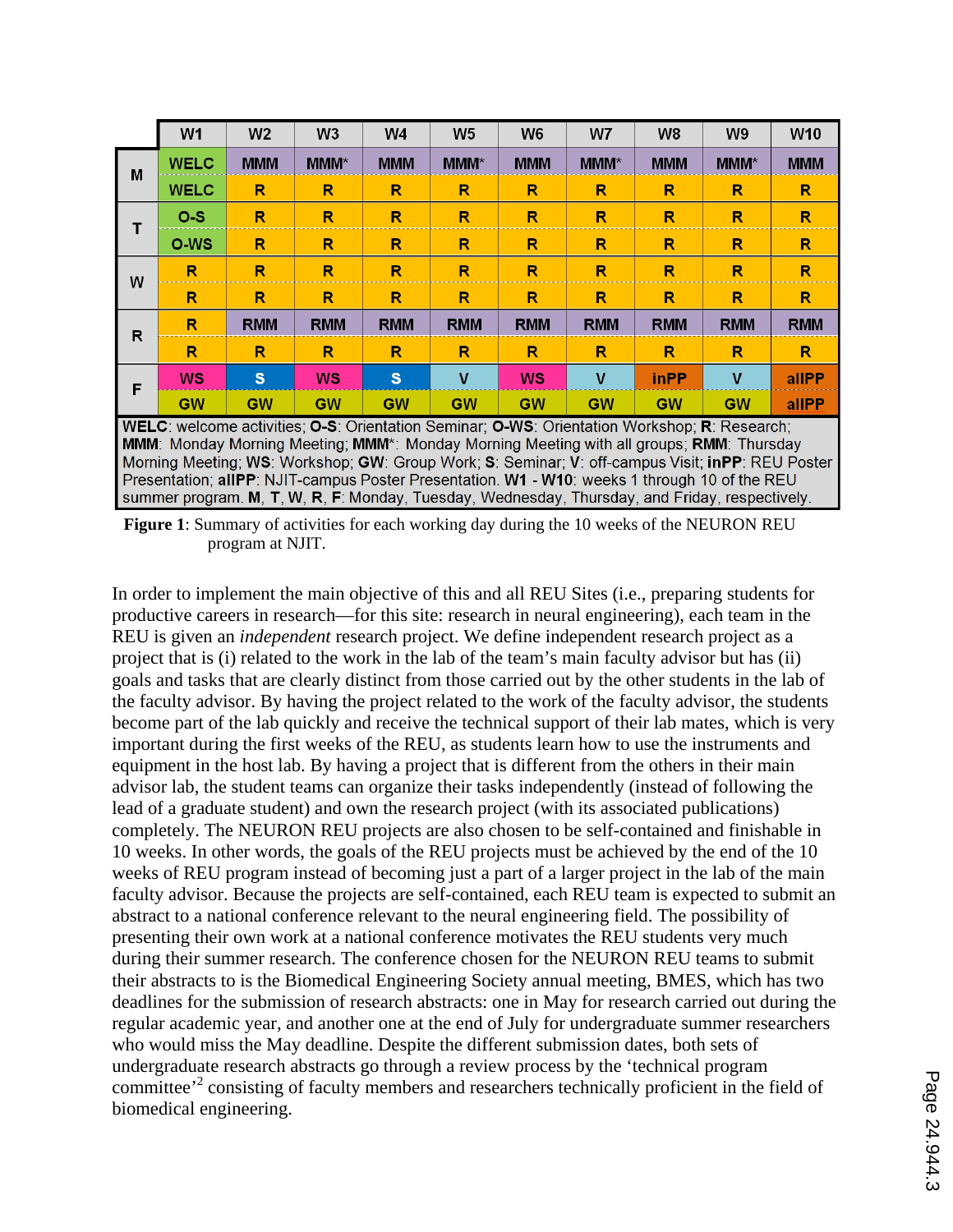| | | W1 | W2 | W3 | W4 | W5 | W6 | W7 | W8 | W9 | W10 |
|---|---|---|---|---|---|---|---|---|---|---|---|
| M | | WELC | MMM | MMM* | MMM | MMM* | MMM | MMM* | MMM | MMM* | MMM |
| | | WELC | R | R | R | R | R | R | R | R | R |
| T | | O-S | R | R | R | R | R | R | R | R | R |
| | | O-WS | R | R | R | R | R | R | R | R | R |
| W | | R | R | R | R | R | R | R | R | R | R |
| | | R | R | R | R | R | R | R | R | R | R |
| R | | R | RMM | RMM | RMM | RMM | RMM | RMM | RMM | RMM | RMM |
| | | R | R | R | R | R | R | R | R | R | R |
| F | | WS | S | WS | S | V | WS | V | inPP | V | allPP |
| | | GW | GW | GW | GW | GW | GW | GW | GW | GW | allPP |

**WELC**: welcome activities; **O-S**: Orientation Seminar; **O-WS**: Orientation Workshop; **R**: Research; **MMM**: Monday Morning Meeting; **MMM***: Monday Morning Meeting with all groups; **RMM**: Thursday Morning Meeting; **WS**: Workshop; **GW**: Group Work; **S**: Seminar; **V**: off-campus Visit; **inPP**: REU Poster Presentation; **allPP**: NJIT-campus Poster Presentation. **W1 - W10**: weeks 1 through 10 of the REU summer program. **M**, **T**, **W**, **R**, **F**: Monday, Tuesday, Wednesday, Thursday, and Friday, respectively.

**Figure 1**: Summary of activities for each working day during the 10 weeks of the NEURON REU program at NJIT.

In order to implement the main objective of this and all REU Sites (i.e., preparing students for productive careers in research—for this site: research in neural engineering), each team in the REU is given an *independent* research project. We define independent research project as a project that is (i) related to the work in the lab of the team's main faculty advisor but has (ii) goals and tasks that are clearly distinct from those carried out by the other students in the lab of the faculty advisor. By having the project related to the work of the faculty advisor, the students become part of the lab quickly and receive the technical support of their lab mates, which is very important during the first weeks of the REU, as students learn how to use the instruments and equipment in the host lab. By having a project that is different from the others in their main advisor lab, the student teams can organize their tasks independently (instead of following the lead of a graduate student) and own the research project (with its associated publications) completely. The NEURON REU projects are also chosen to be self-contained and finishable in 10 weeks. In other words, the goals of the REU projects must be achieved by the end of the 10 weeks of REU program instead of becoming just a part of a larger project in the lab of the main faculty advisor. Because the projects are self-contained, each REU team is expected to submit an abstract to a national conference relevant to the neural engineering field. The possibility of presenting their own work at a national conference motivates the REU students very much during their summer research. The conference chosen for the NEURON REU teams to submit their abstracts to is the Biomedical Engineering Society annual meeting, BMES, which has two deadlines for the submission of research abstracts: one in May for research carried out during the regular academic year, and another one at the end of July for undergraduate summer researchers who would miss the May deadline. Despite the different submission dates, both sets of undergraduate research abstracts go through a review process by the 'technical program committee'[2] consisting of faculty members and researchers technically proficient in the field of biomedical engineering.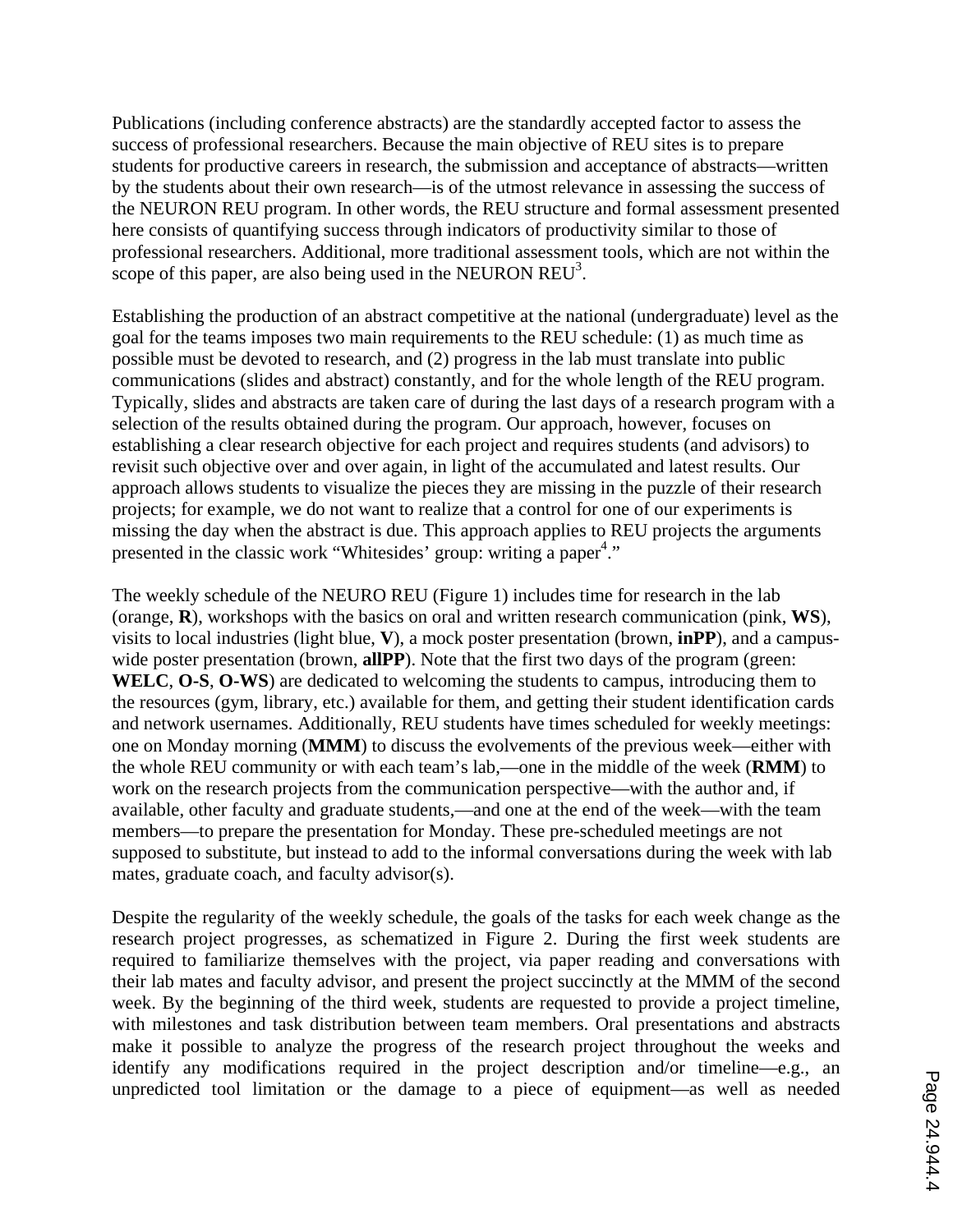Publications (including conference abstracts) are the standardly accepted factor to assess the success of professional researchers. Because the main objective of REU sites is to prepare students for productive careers in research, the submission and acceptance of abstracts—written by the students about their own research—is of the utmost relevance in assessing the success of the NEURON REU program. In other words, the REU structure and formal assessment presented here consists of quantifying success through indicators of productivity similar to those of professional researchers. Additional, more traditional assessment tools, which are not within the scope of this paper, are also being used in the NEURON REU[3].

Establishing the production of an abstract competitive at the national (undergraduate) level as the goal for the teams imposes two main requirements to the REU schedule: (1) as much time as possible must be devoted to research, and (2) progress in the lab must translate into public communications (slides and abstract) constantly, and for the whole length of the REU program. Typically, slides and abstracts are taken care of during the last days of a research program with a selection of the results obtained during the program. Our approach, however, focuses on establishing a clear research objective for each project and requires students (and advisors) to revisit such objective over and over again, in light of the accumulated and latest results. Our approach allows students to visualize the pieces they are missing in the puzzle of their research projects; for example, we do not want to realize that a control for one of our experiments is missing the day when the abstract is due. This approach applies to REU projects the arguments presented in the classic work "Whitesides' group: writing a paper[4]."

The weekly schedule of the NEURO REU (Figure 1) includes time for research in the lab (orange, **R**), workshops with the basics on oral and written research communication (pink, **WS**), visits to local industries (light blue, **V**), a mock poster presentation (brown, **inPP**), and a campus-wide poster presentation (brown, **allPP**). Note that the first two days of the program (green: **WELC**, **O-S**, **O-WS**) are dedicated to welcoming the students to campus, introducing them to the resources (gym, library, etc.) available for them, and getting their student identification cards and network usernames. Additionally, REU students have times scheduled for weekly meetings: one on Monday morning (**MMM**) to discuss the evolvements of the previous week—either with the whole REU community or with each team's lab,—one in the middle of the week (**RMM**) to work on the research projects from the communication perspective—with the author and, if available, other faculty and graduate students,—and one at the end of the week—with the team members—to prepare the presentation for Monday. These pre-scheduled meetings are not supposed to substitute, but instead to add to the informal conversations during the week with lab mates, graduate coach, and faculty advisor(s).

Despite the regularity of the weekly schedule, the goals of the tasks for each week change as the research project progresses, as schematized in Figure 2. During the first week students are required to familiarize themselves with the project, via paper reading and conversations with their lab mates and faculty advisor, and present the project succinctly at the MMM of the second week. By the beginning of the third week, students are requested to provide a project timeline, with milestones and task distribution between team members. Oral presentations and abstracts make it possible to analyze the progress of the research project throughout the weeks and identify any modifications required in the project description and/or timeline—e.g., an unpredicted tool limitation or the damage to a piece of equipment—as well as needed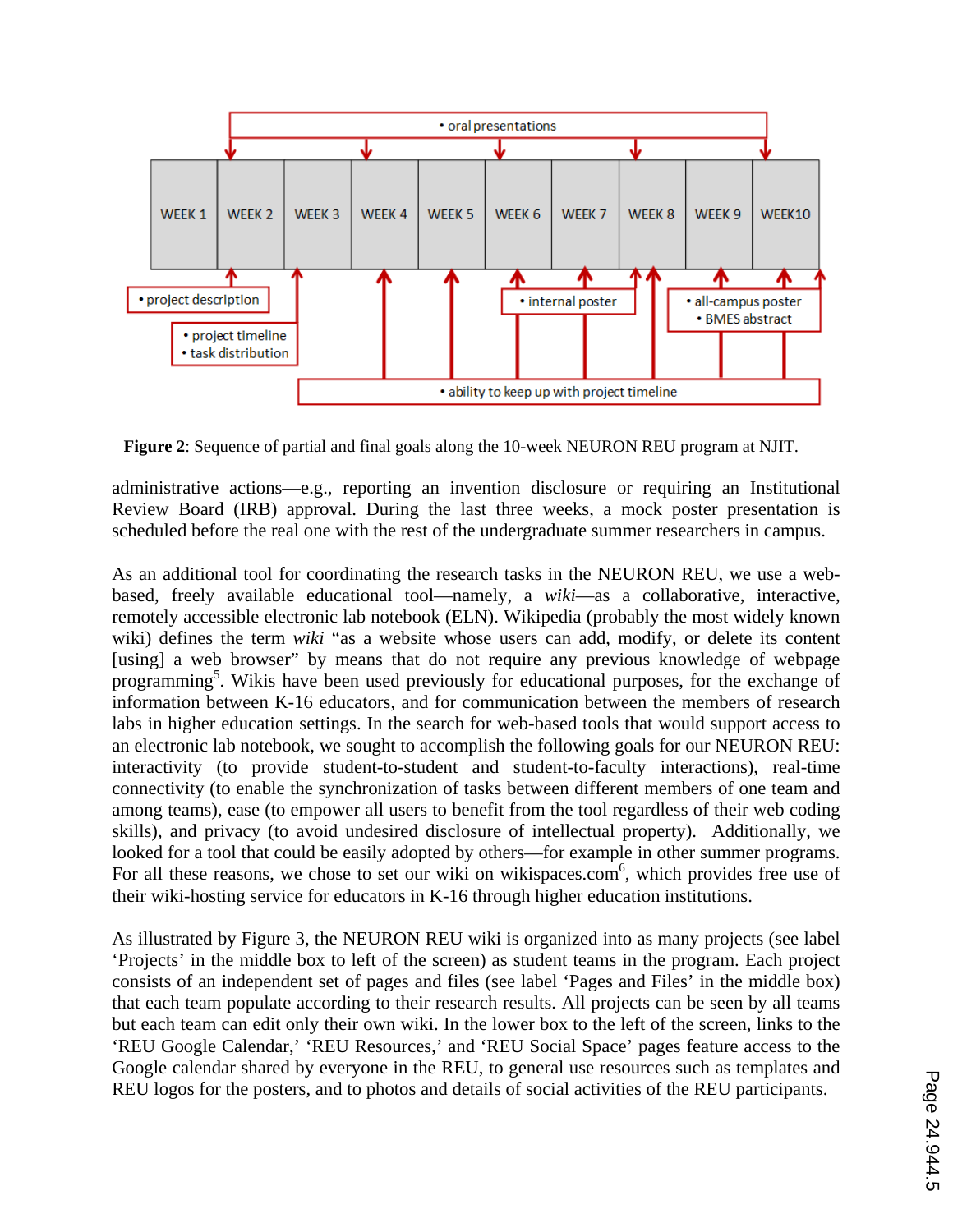**Figure 2**: Sequence of partial and final goals along the 10-week NEURON REU program at NJIT.

administrative actions—e.g., reporting an invention disclosure or requiring an Institutional Review Board (IRB) approval. During the last three weeks, a mock poster presentation is scheduled before the real one with the rest of the undergraduate summer researchers in campus.

As an additional tool for coordinating the research tasks in the NEURON REU, we use a web-based, freely available educational tool—namely, a *wiki*—as a collaborative, interactive, remotely accessible electronic lab notebook (ELN). Wikipedia (probably the most widely known wiki) defines the term *wiki* "as a website whose users can add, modify, or delete its content [using] a web browser" by means that do not require any previous knowledge of webpage programming[5]. Wikis have been used previously for educational purposes, for the exchange of information between K-16 educators, and for communication between the members of research labs in higher education settings. In the search for web-based tools that would support access to an electronic lab notebook, we sought to accomplish the following goals for our NEURON REU: interactivity (to provide student-to-student and student-to-faculty interactions), real-time connectivity (to enable the synchronization of tasks between different members of one team and among teams), ease (to empower all users to benefit from the tool regardless of their web coding skills), and privacy (to avoid undesired disclosure of intellectual property). Additionally, we looked for a tool that could be easily adopted by others—for example in other summer programs. For all these reasons, we chose to set our wiki on wikispaces.com[6], which provides free use of their wiki-hosting service for educators in K-16 through higher education institutions.

As illustrated by Figure 3, the NEURON REU wiki is organized into as many projects (see label 'Projects' in the middle box to left of the screen) as student teams in the program. Each project consists of an independent set of pages and files (see label 'Pages and Files' in the middle box) that each team populate according to their research results. All projects can be seen by all teams but each team can edit only their own wiki. In the lower box to the left of the screen, links to the 'REU Google Calendar,' 'REU Resources,' and 'REU Social Space' pages feature access to the Google calendar shared by everyone in the REU, to general use resources such as templates and REU logos for the posters, and to photos and details of social activities of the REU participants.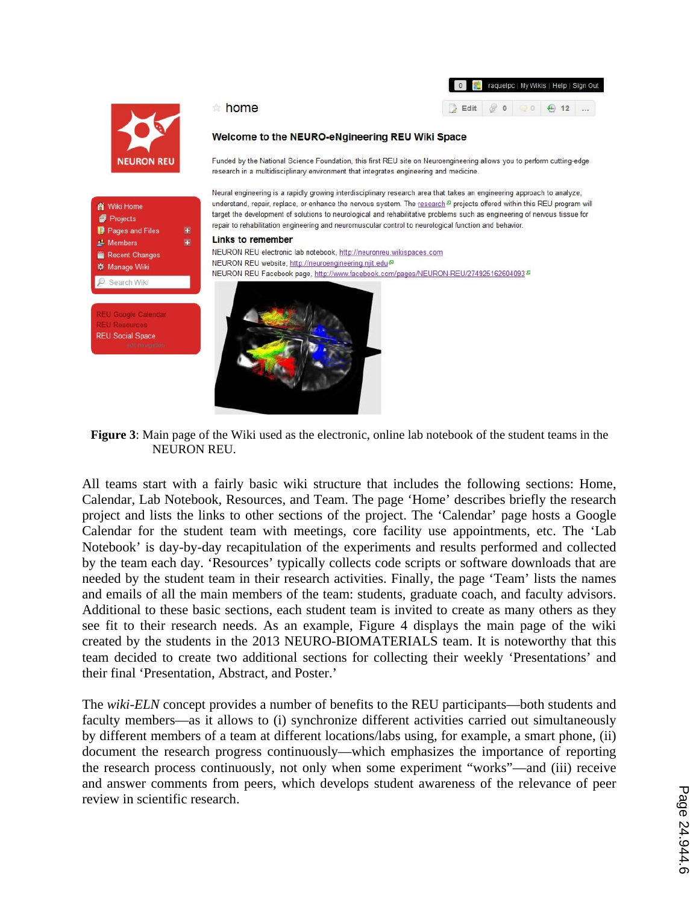**Figure 3**: Main page of the Wiki used as the electronic, online lab notebook of the student teams in the NEURON REU.

All teams start with a fairly basic wiki structure that includes the following sections: Home, Calendar, Lab Notebook, Resources, and Team. The page 'Home' describes briefly the research project and lists the links to other sections of the project. The 'Calendar' page hosts a Google Calendar for the student team with meetings, core facility use appointments, etc. The 'Lab Notebook' is day-by-day recapitulation of the experiments and results performed and collected by the team each day. 'Resources' typically collects code scripts or software downloads that are needed by the student team in their research activities. Finally, the page 'Team' lists the names and emails of all the main members of the team: students, graduate coach, and faculty advisors. Additional to these basic sections, each student team is invited to create as many others as they see fit to their research needs. As an example, Figure 4 displays the main page of the wiki created by the students in the 2013 NEURO-BIOMATERIALS team. It is noteworthy that this team decided to create two additional sections for collecting their weekly 'Presentations' and their final 'Presentation, Abstract, and Poster.'

The *wiki-ELN* concept provides a number of benefits to the REU participants—both students and faculty members—as it allows to (i) synchronize different activities carried out simultaneously by different members of a team at different locations/labs using, for example, a smart phone, (ii) document the research progress continuously—which emphasizes the importance of reporting the research process continuously, not only when some experiment "works"—and (iii) receive and answer comments from peers, which develops student awareness of the relevance of peer review in scientific research.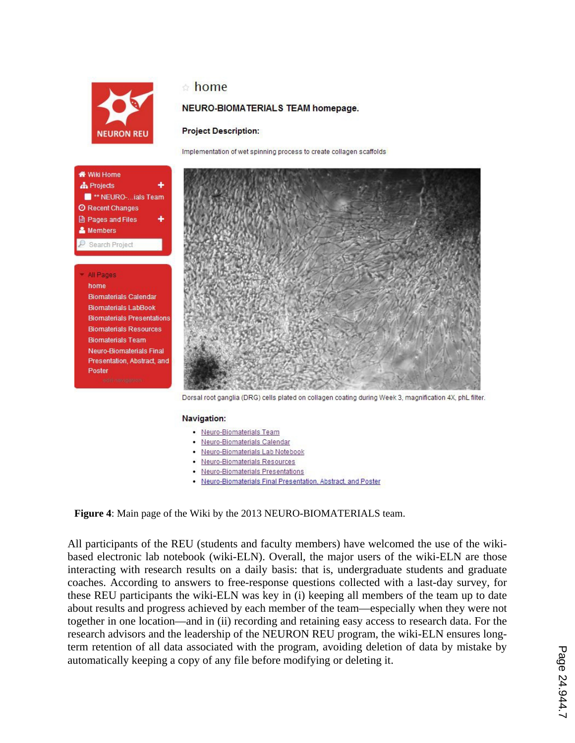**Figure 4**: Main page of the Wiki by the 2013 NEURO-BIOMATERIALS team.

All participants of the REU (students and faculty members) have welcomed the use of the wiki-based electronic lab notebook (wiki-ELN). Overall, the major users of the wiki-ELN are those interacting with research results on a daily basis: that is, undergraduate students and graduate coaches. According to answers to free-response questions collected with a last-day survey, for these REU participants the wiki-ELN was key in (i) keeping all members of the team up to date about results and progress achieved by each member of the team—especially when they were not together in one location—and in (ii) recording and retaining easy access to research data. For the research advisors and the leadership of the NEURON REU program, the wiki-ELN ensures long-term retention of all data associated with the program, avoiding deletion of data by mistake by automatically keeping a copy of any file before modifying or deleting it.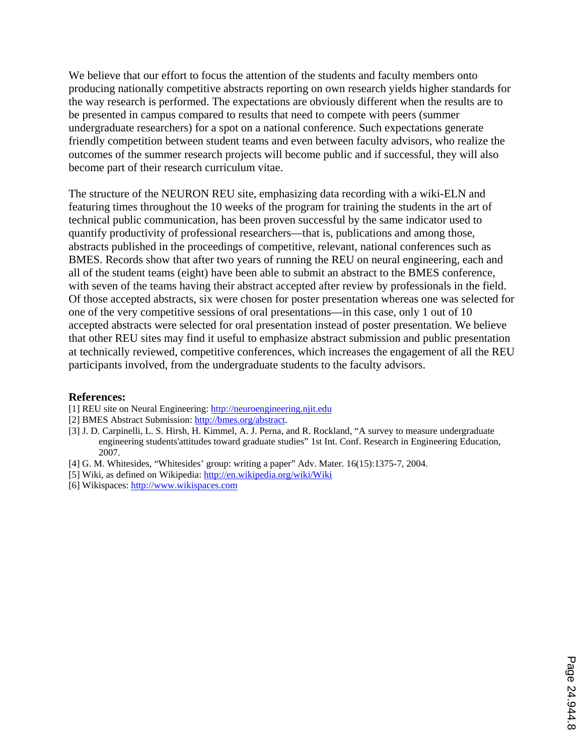We believe that our effort to focus the attention of the students and faculty members onto producing nationally competitive abstracts reporting on own research yields higher standards for the way research is performed. The expectations are obviously different when the results are to be presented in campus compared to results that need to compete with peers (summer undergraduate researchers) for a spot on a national conference. Such expectations generate friendly competition between student teams and even between faculty advisors, who realize the outcomes of the summer research projects will become public and if successful, they will also become part of their research curriculum vitae.

The structure of the NEURON REU site, emphasizing data recording with a wiki-ELN and featuring times throughout the 10 weeks of the program for training the students in the art of technical public communication, has been proven successful by the same indicator used to quantify productivity of professional researchers—that is, publications and among those, abstracts published in the proceedings of competitive, relevant, national conferences such as BMES. Records show that after two years of running the REU on neural engineering, each and all of the student teams (eight) have been able to submit an abstract to the BMES conference, with seven of the teams having their abstract accepted after review by professionals in the field. Of those accepted abstracts, six were chosen for poster presentation whereas one was selected for one of the very competitive sessions of oral presentations—in this case, only 1 out of 10 accepted abstracts were selected for oral presentation instead of poster presentation. We believe that other REU sites may find it useful to emphasize abstract submission and public presentation at technically reviewed, competitive conferences, which increases the engagement of all the REU participants involved, from the undergraduate students to the faculty advisors.

**References:**

[1] REU site on Neural Engineering: http://neuroengineering.njit.edu

[2] BMES Abstract Submission: http://bmes.org/abstract.

[3] J. D. Carpinelli, L. S. Hirsh, H. Kimmel, A. J. Perna, and R. Rockland, "A survey to measure undergraduate engineering students'attitudes toward graduate studies" 1st Int. Conf. Research in Engineering Education, 2007.

[4] G. M. Whitesides, "Whitesides' group: writing a paper" Adv. Mater. 16(15):1375-7, 2004.

[5] Wiki, as defined on Wikipedia: http://en.wikipedia.org/wiki/Wiki

[6] Wikispaces: http://www.wikispaces.com